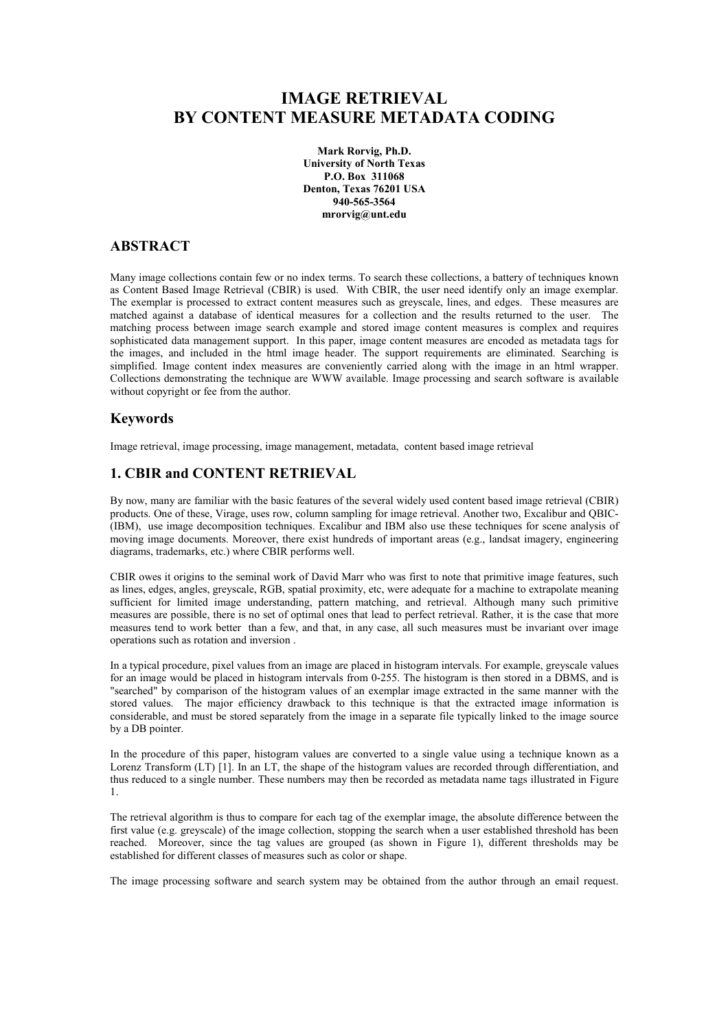# IMAGE RETRIEVAL BY CONTENT MEASURE METADATA CODING

**Mark Rorvig, Ph.D.**
**University of North Texas**
**P.O. Box 311068**
**Denton, Texas 76201 USA**
**940-565-3564**
**mrorvig@unt.edu**

## ABSTRACT

Many image collections contain few or no index terms. To search these collections, a battery of techniques known as Content Based Image Retrieval (CBIR) is used. With CBIR, the user need identify only an image exemplar. The exemplar is processed to extract content measures such as greyscale, lines, and edges. These measures are matched against a database of identical measures for a collection and the results returned to the user. The matching process between image search example and stored image content measures is complex and requires sophisticated data management support. In this paper, image content measures are encoded as metadata tags for the images, and included in the html image header. The support requirements are eliminated. Searching is simplified. Image content index measures are conveniently carried along with the image in an html wrapper. Collections demonstrating the technique are WWW available. Image processing and search software is available without copyright or fee from the author.

## Keywords

Image retrieval, image processing, image management, metadata, content based image retrieval

## 1. CBIR and CONTENT RETRIEVAL

By now, many are familiar with the basic features of the several widely used content based image retrieval (CBIR) products. One of these, Virage, uses row, column sampling for image retrieval. Another two, Excalibur and QBIC-(IBM), use image decomposition techniques. Excalibur and IBM also use these techniques for scene analysis of moving image documents. Moreover, there exist hundreds of important areas (e.g., landsat imagery, engineering diagrams, trademarks, etc.) where CBIR performs well.

CBIR owes it origins to the seminal work of David Marr who was first to note that primitive image features, such as lines, edges, angles, greyscale, RGB, spatial proximity, etc, were adequate for a machine to extrapolate meaning sufficient for limited image understanding, pattern matching, and retrieval. Although many such primitive measures are possible, there is no set of optimal ones that lead to perfect retrieval. Rather, it is the case that more measures tend to work better than a few, and that, in any case, all such measures must be invariant over image operations such as rotation and inversion .

In a typical procedure, pixel values from an image are placed in histogram intervals. For example, greyscale values for an image would be placed in histogram intervals from 0-255. The histogram is then stored in a DBMS, and is "searched" by comparison of the histogram values of an exemplar image extracted in the same manner with the stored values. The major efficiency drawback to this technique is that the extracted image information is considerable, and must be stored separately from the image in a separate file typically linked to the image source by a DB pointer.

In the procedure of this paper, histogram values are converted to a single value using a technique known as a Lorenz Transform (LT) [1]. In an LT, the shape of the histogram values are recorded through differentiation, and thus reduced to a single number. These numbers may then be recorded as metadata name tags illustrated in Figure 1.

The retrieval algorithm is thus to compare for each tag of the exemplar image, the absolute difference between the first value (e.g. greyscale) of the image collection, stopping the search when a user established threshold has been reached. Moreover, since the tag values are grouped (as shown in Figure 1), different thresholds may be established for different classes of measures such as color or shape.

The image processing software and search system may be obtained from the author through an email request.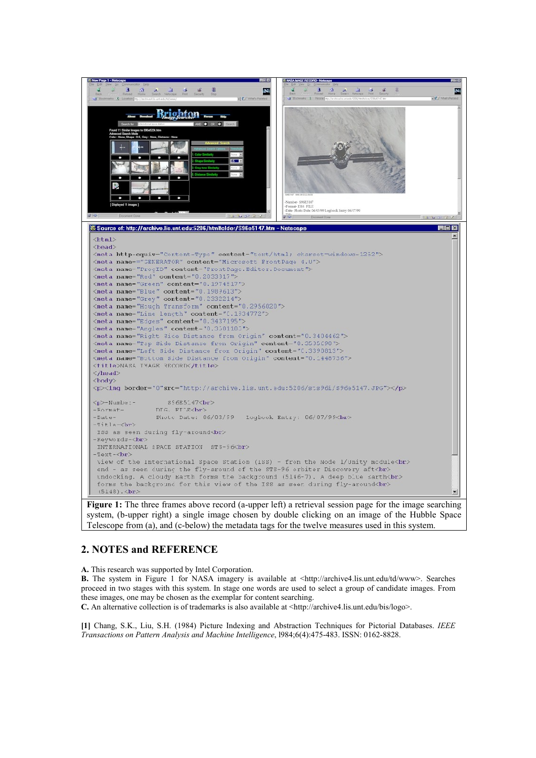**Figure 1:** The three frames above record (a-upper left) a retrieval session page for the image searching system, (b-upper right) a single image chosen by double clicking on an image of the Hubble Space Telescope from (a), and (c-below) the metadata tags for the twelve measures used in this system.

## 2. NOTES and REFERENCE

**A.** This research was supported by Intel Corporation.

**B.** The system in Figure 1 for NASA imagery is available at <http://archive4.lis.unt.edu/td/www>. Searches proceed in two stages with this system. In stage one words are used to select a group of candidate images. From these images, one may be chosen as the exemplar for content searching.

**C.** An alternative collection is of trademarks is also available at <http://archive4.lis.unt.edu/bis/logo>.

**[1]** Chang, S.K., Liu, S.H. (1984) Picture Indexing and Abstraction Techniques for Pictorial Databases. *IEEE Transactions on Pattern Analysis and Machine Intelligence*, l984;6(4):475-483. ISSN: 0162-8828.